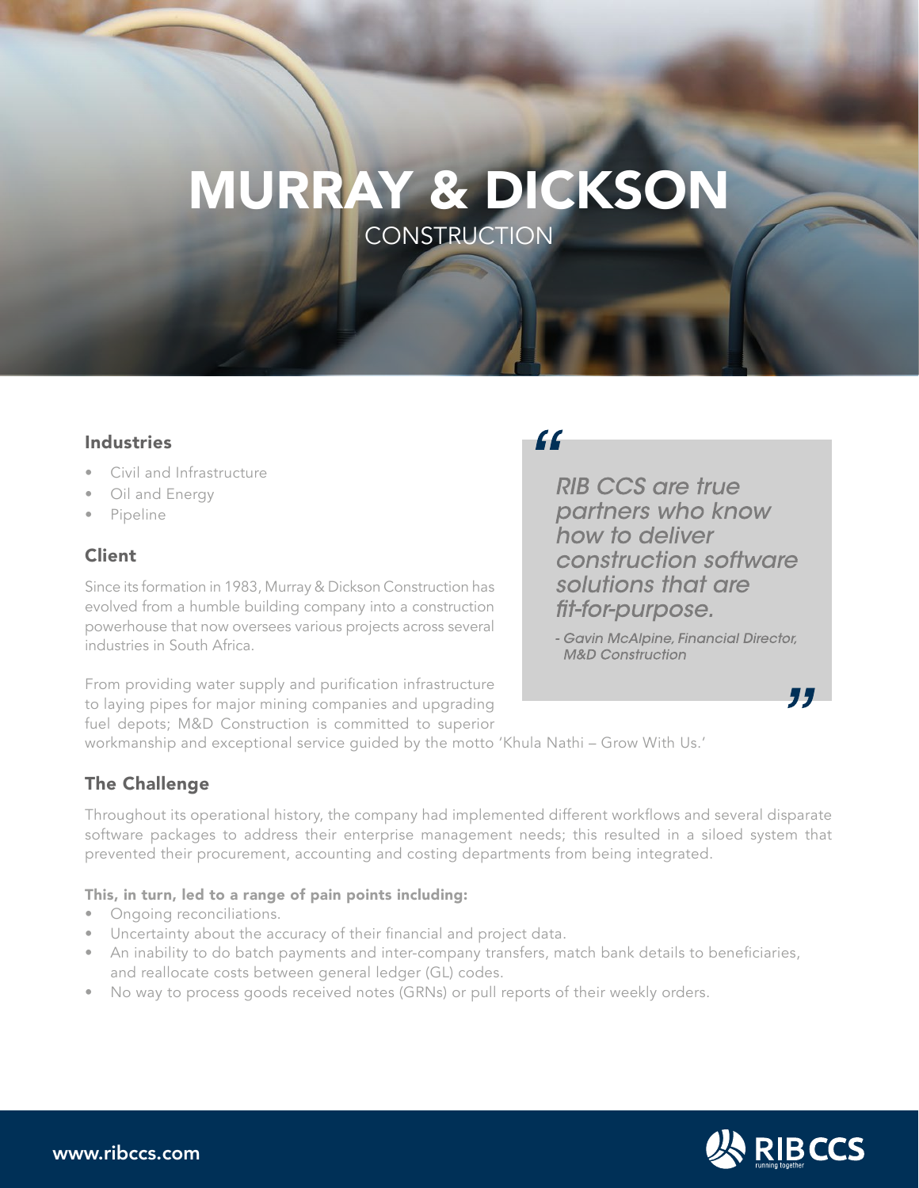# MURRAY & DICKSON

## CONSTRUCTION

### Industries

- Civil and Infrastructure
- Oil and Energy
- Pipeline

### Client

Since its formation in 1983, Murray & Dickson Construction has evolved from a humble building company into a construction powerhouse that now oversees various projects across several industries in South Africa.

From providing water supply and purification infrastructure to laying pipes for major mining companies and upgrading fuel depots; M&D Construction is committed to superior workmanship and exceptional service guided by the motto 'Khula Nathi – Grow With Us.'

> *"RIB CCS are true partners who know how to deliver construction software solutions that are fit-for-purpose."*
>
> *- Gavin McAlpine, Financial Director, M&D Construction*

### The Challenge

Throughout its operational history, the company had implemented different workflows and several disparate software packages to address their enterprise management needs; this resulted in a siloed system that prevented their procurement, accounting and costing departments from being integrated.

**This, in turn, led to a range of pain points including:**

- Ongoing reconciliations.
- Uncertainty about the accuracy of their financial and project data.
- An inability to do batch payments and inter-company transfers, match bank details to beneficiaries, and reallocate costs between general ledger (GL) codes.
- No way to process goods received notes (GRNs) or pull reports of their weekly orders.

www.ribccs.com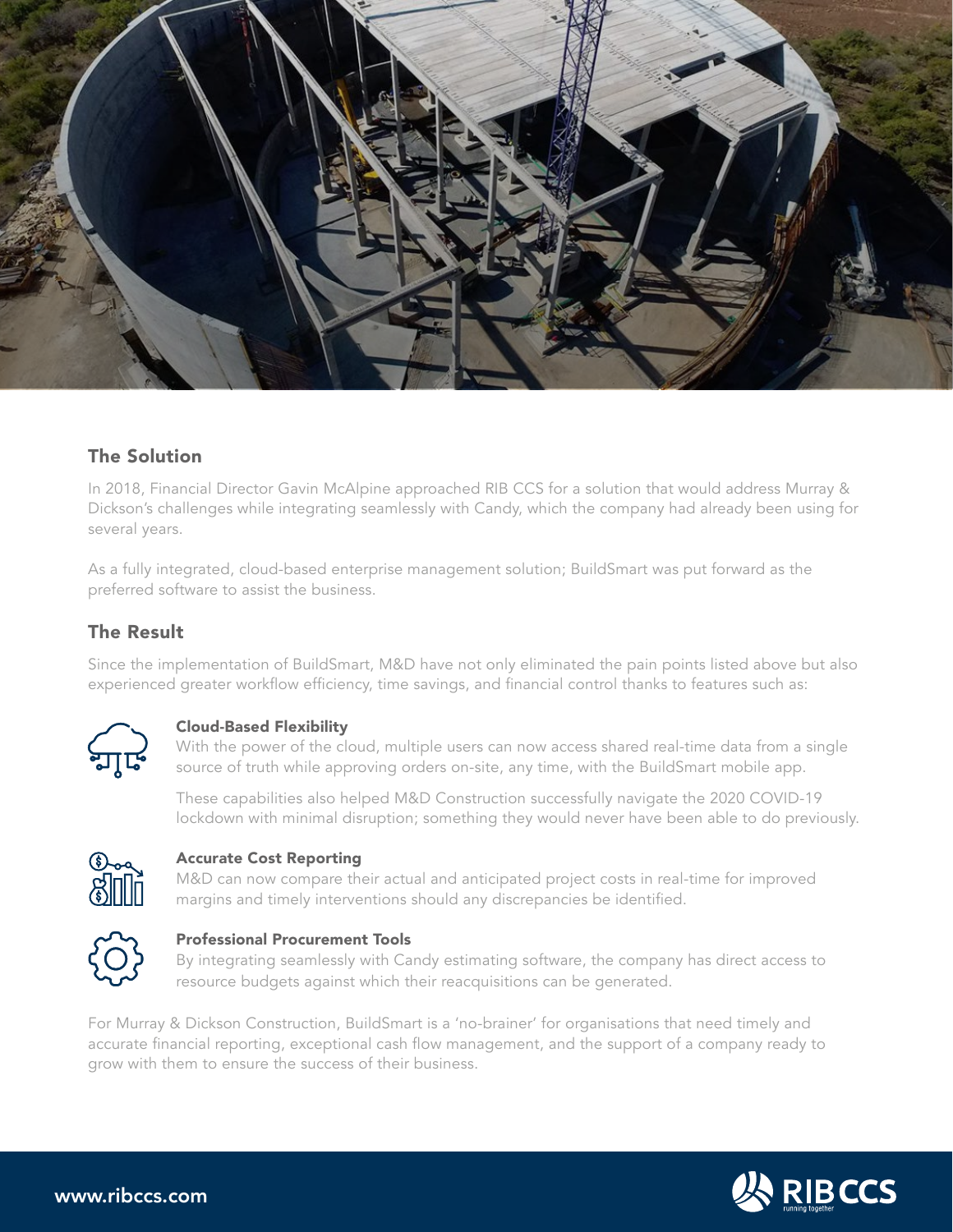## The Solution

In 2018, Financial Director Gavin McAlpine approached RIB CCS for a solution that would address Murray & Dickson's challenges while integrating seamlessly with Candy, which the company had already been using for several years.

As a fully integrated, cloud-based enterprise management solution; BuildSmart was put forward as the preferred software to assist the business.

## The Result

Since the implementation of BuildSmart, M&D have not only eliminated the pain points listed above but also experienced greater workflow efficiency, time savings, and financial control thanks to features such as:

**Cloud-Based Flexibility**

With the power of the cloud, multiple users can now access shared real-time data from a single source of truth while approving orders on-site, any time, with the BuildSmart mobile app.

These capabilities also helped M&D Construction successfully navigate the 2020 COVID-19 lockdown with minimal disruption; something they would never have been able to do previously.

**Accurate Cost Reporting**

M&D can now compare their actual and anticipated project costs in real-time for improved margins and timely interventions should any discrepancies be identified.

**Professional Procurement Tools**

By integrating seamlessly with Candy estimating software, the company has direct access to resource budgets against which their reacquisitions can be generated.

For Murray & Dickson Construction, BuildSmart is a 'no-brainer' for organisations that need timely and accurate financial reporting, exceptional cash flow management, and the support of a company ready to grow with them to ensure the success of their business.

www.ribccs.com